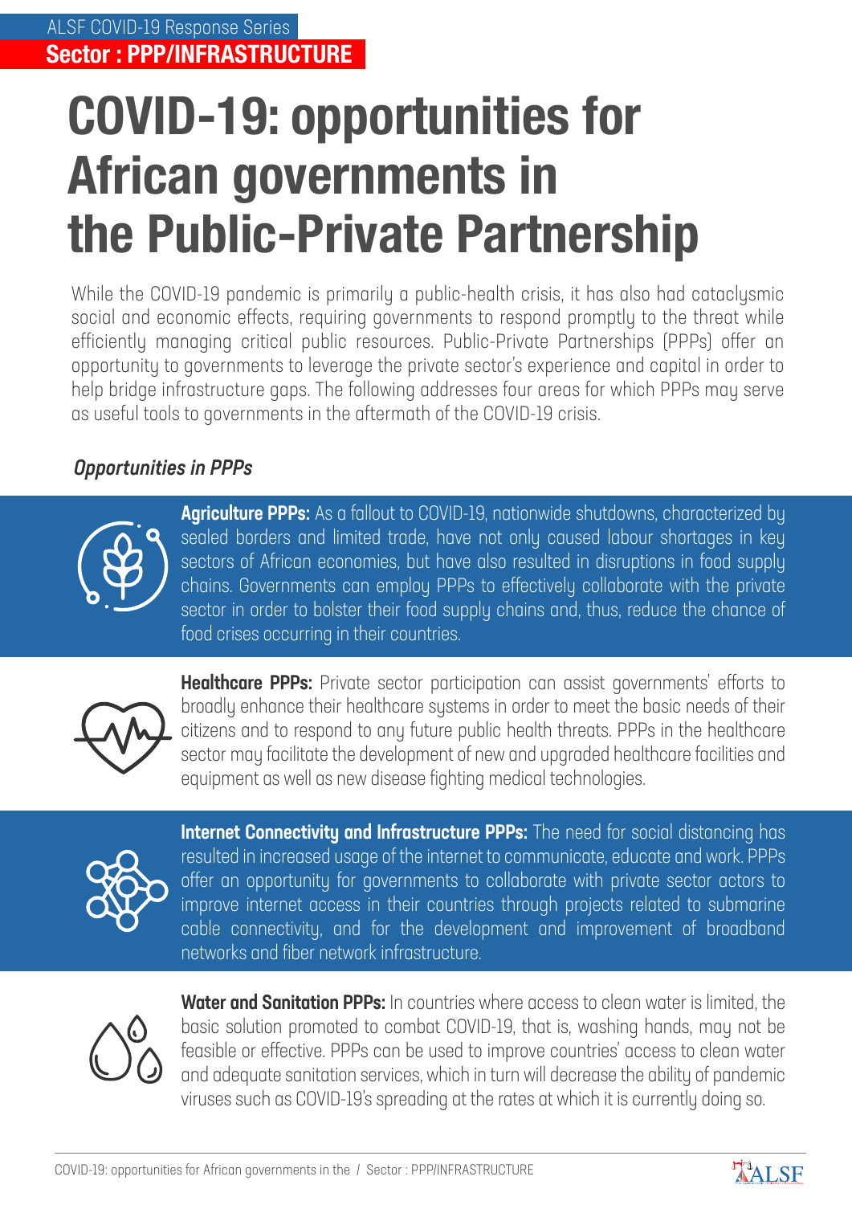ALSF COVID-19 Response Series

**Sector : PPP/INFRASTRUCTURE**

# COVID-19: opportunities for African governments in the Public-Private Partnership

While the COVID-19 pandemic is primarily a public-health crisis, it has also had cataclysmic social and economic effects, requiring governments to respond promptly to the threat while efficiently managing critical public resources. Public-Private Partnerships (PPPs) offer an opportunity to governments to leverage the private sector's experience and capital in order to help bridge infrastructure gaps. The following addresses four areas for which PPPs may serve as useful tools to governments in the aftermath of the COVID-19 crisis.

## *Opportunities in PPPs*

**Agriculture PPPs:** As a fallout to COVID-19, nationwide shutdowns, characterized by sealed borders and limited trade, have not only caused labour shortages in key sectors of African economies, but have also resulted in disruptions in food supply chains. Governments can employ PPPs to effectively collaborate with the private sector in order to bolster their food supply chains and, thus, reduce the chance of food crises occurring in their countries.

**Healthcare PPPs:** Private sector participation can assist governments' efforts to broadly enhance their healthcare systems in order to meet the basic needs of their citizens and to respond to any future public health threats. PPPs in the healthcare sector may facilitate the development of new and upgraded healthcare facilities and equipment as well as new disease fighting medical technologies.

**Internet Connectivity and Infrastructure PPPs:** The need for social distancing has resulted in increased usage of the internet to communicate, educate and work. PPPs offer an opportunity for governments to collaborate with private sector actors to improve internet access in their countries through projects related to submarine cable connectivity, and for the development and improvement of broadband networks and fiber network infrastructure.

**Water and Sanitation PPPs:** In countries where access to clean water is limited, the basic solution promoted to combat COVID-19, that is, washing hands, may not be feasible or effective. PPPs can be used to improve countries' access to clean water and adequate sanitation services, which in turn will decrease the ability of pandemic viruses such as COVID-19's spreading at the rates at which it is currently doing so.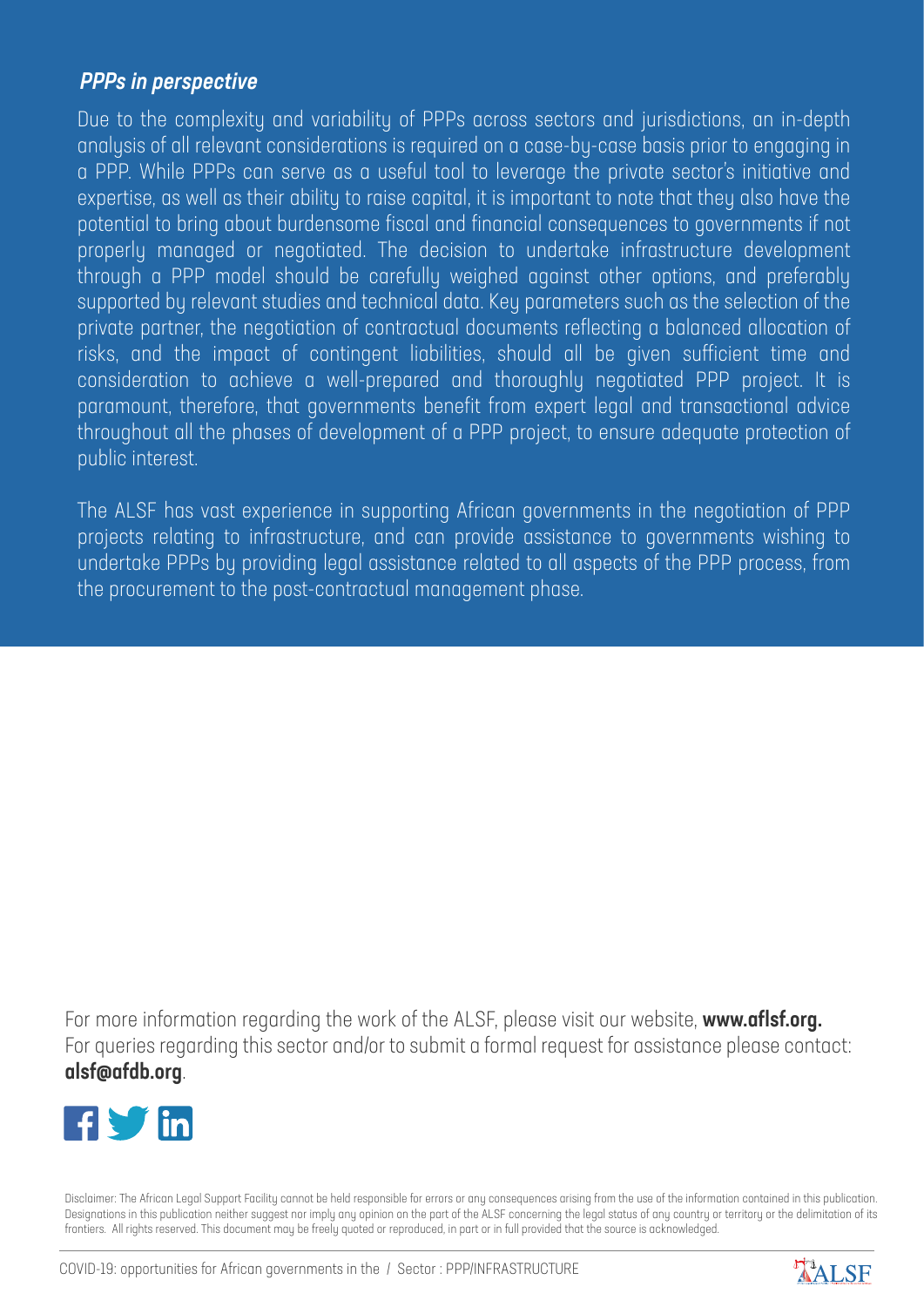## *PPPs in perspective*

Due to the complexity and variability of PPPs across sectors and jurisdictions, an in-depth analysis of all relevant considerations is required on a case-by-case basis prior to engaging in a PPP. While PPPs can serve as a useful tool to leverage the private sector's initiative and expertise, as well as their ability to raise capital, it is important to note that they also have the potential to bring about burdensome fiscal and financial consequences to governments if not properly managed or negotiated. The decision to undertake infrastructure development through a PPP model should be carefully weighed against other options, and preferably supported by relevant studies and technical data. Key parameters such as the selection of the private partner, the negotiation of contractual documents reflecting a balanced allocation of risks, and the impact of contingent liabilities, should all be given sufficient time and consideration to achieve a well-prepared and thoroughly negotiated PPP project. It is paramount, therefore, that governments benefit from expert legal and transactional advice throughout all the phases of development of a PPP project, to ensure adequate protection of public interest.

The ALSF has vast experience in supporting African governments in the negotiation of PPP projects relating to infrastructure, and can provide assistance to governments wishing to undertake PPPs by providing legal assistance related to all aspects of the PPP process, from the procurement to the post-contractual management phase.

For more information regarding the work of the ALSF, please visit our website, **www.aflsf.org.**
For queries regarding this sector and/or to submit a formal request for assistance please contact: **alsf@afdb.org**.

Disclaimer: The African Legal Support Facility cannot be held responsible for errors or any consequences arising from the use of the information contained in this publication. Designations in this publication neither suggest nor imply any opinion on the part of the ALSF concerning the legal status of any country or territory or the delimitation of its frontiers. All rights reserved. This document may be freely quoted or reproduced, in part or in full provided that the source is acknowledged.